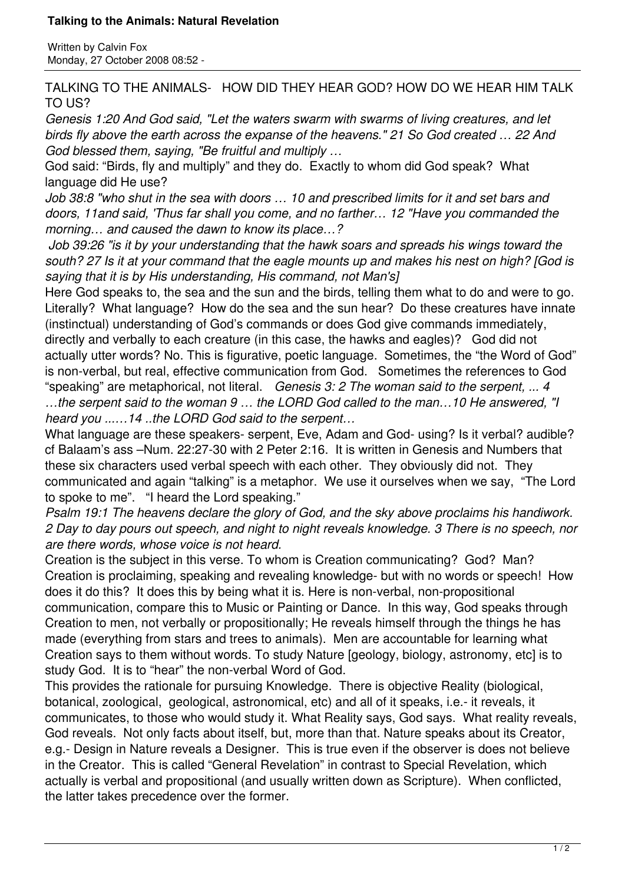# Talking to the Animals: Natural Revelation

Written by Calvin Fox
Monday, 27 October 2008 08:52 -

TALKING TO THE ANIMALS- HOW DID THEY HEAR GOD? HOW DO WE HEAR HIM TALK TO US?

*Genesis 1:20 And God said, "Let the waters swarm with swarms of living creatures, and let birds fly above the earth across the expanse of the heavens." 21 So God created … 22 And God blessed them, saying, "Be fruitful and multiply …*

God said: "Birds, fly and multiply" and they do. Exactly to whom did God speak? What language did He use?

*Job 38:8 "who shut in the sea with doors … 10 and prescribed limits for it and set bars and doors, 11and said, 'Thus far shall you come, and no farther… 12 "Have you commanded the morning… and caused the dawn to know its place…?*

*Job 39:26 "is it by your understanding that the hawk soars and spreads his wings toward the south? 27 Is it at your command that the eagle mounts up and makes his nest on high? [God is saying that it is by His understanding, His command, not Man's]*

Here God speaks to, the sea and the sun and the birds, telling them what to do and were to go. Literally? What language? How do the sea and the sun hear? Do these creatures have innate (instinctual) understanding of God's commands or does God give commands immediately, directly and verbally to each creature (in this case, the hawks and eagles)? God did not actually utter words? No. This is figurative, poetic language. Sometimes, the "the Word of God" is non-verbal, but real, effective communication from God. Sometimes the references to God "speaking" are metaphorical, not literal. *Genesis 3: 2 The woman said to the serpent, ... 4 …the serpent said to the woman 9 … the LORD God called to the man…10 He answered, "I heard you ...…14 ..the LORD God said to the serpent…*

What language are these speakers- serpent, Eve, Adam and God- using? Is it verbal? audible? cf Balaam's ass –Num. 22:27-30 with 2 Peter 2:16. It is written in Genesis and Numbers that these six characters used verbal speech with each other. They obviously did not. They communicated and again "talking" is a metaphor. We use it ourselves when we say, "The Lord to spoke to me". "I heard the Lord speaking."

*Psalm 19:1 The heavens declare the glory of God, and the sky above proclaims his handiwork. 2 Day to day pours out speech, and night to night reveals knowledge. 3 There is no speech, nor are there words, whose voice is not heard.*

Creation is the subject in this verse. To whom is Creation communicating? God? Man? Creation is proclaiming, speaking and revealing knowledge- but with no words or speech! How does it do this? It does this by being what it is. Here is non-verbal, non-propositional communication, compare this to Music or Painting or Dance. In this way, God speaks through Creation to men, not verbally or propositionally; He reveals himself through the things he has made (everything from stars and trees to animals). Men are accountable for learning what Creation says to them without words. To study Nature [geology, biology, astronomy, etc] is to study God. It is to "hear" the non-verbal Word of God.

This provides the rationale for pursuing Knowledge. There is objective Reality (biological, botanical, zoological, geological, astronomical, etc) and all of it speaks, i.e.- it reveals, it communicates, to those who would study it. What Reality says, God says. What reality reveals, God reveals. Not only facts about itself, but, more than that. Nature speaks about its Creator, e.g.- Design in Nature reveals a Designer. This is true even if the observer is does not believe in the Creator. This is called "General Revelation" in contrast to Special Revelation, which actually is verbal and propositional (and usually written down as Scripture). When conflicted, the latter takes precedence over the former.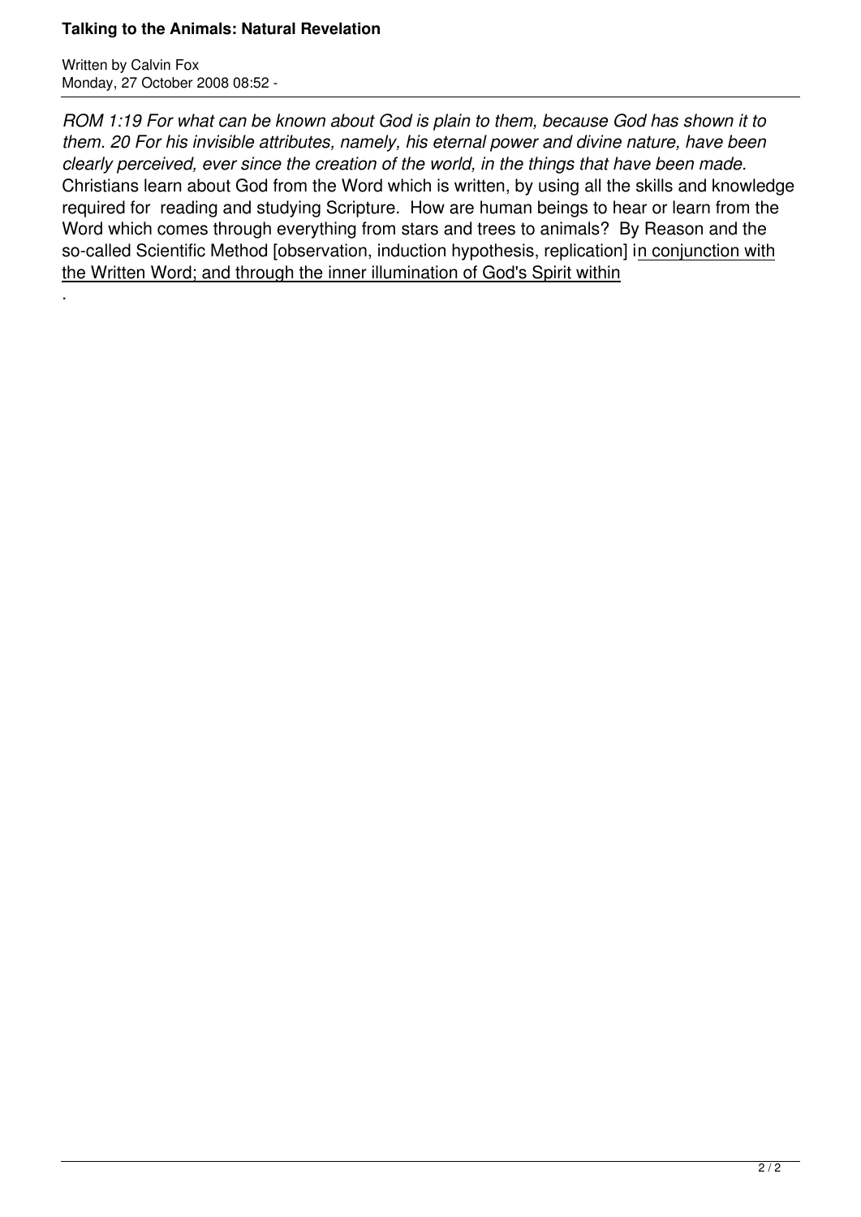*ROM 1:19 For what can be known about God is plain to them, because God has shown it to them. 20 For his invisible attributes, namely, his eternal power and divine nature, have been clearly perceived, ever since the creation of the world, in the things that have been made.* Christians learn about God from the Word which is written, by using all the skills and knowledge required for reading and studying Scripture. How are human beings to hear or learn from the Word which comes through everything from stars and trees to animals? By Reason and the so-called Scientific Method [observation, induction hypothesis, replication] i<u>n conjunction with the Written Word; and through the inner illumination of God's Spirit within</u>

.